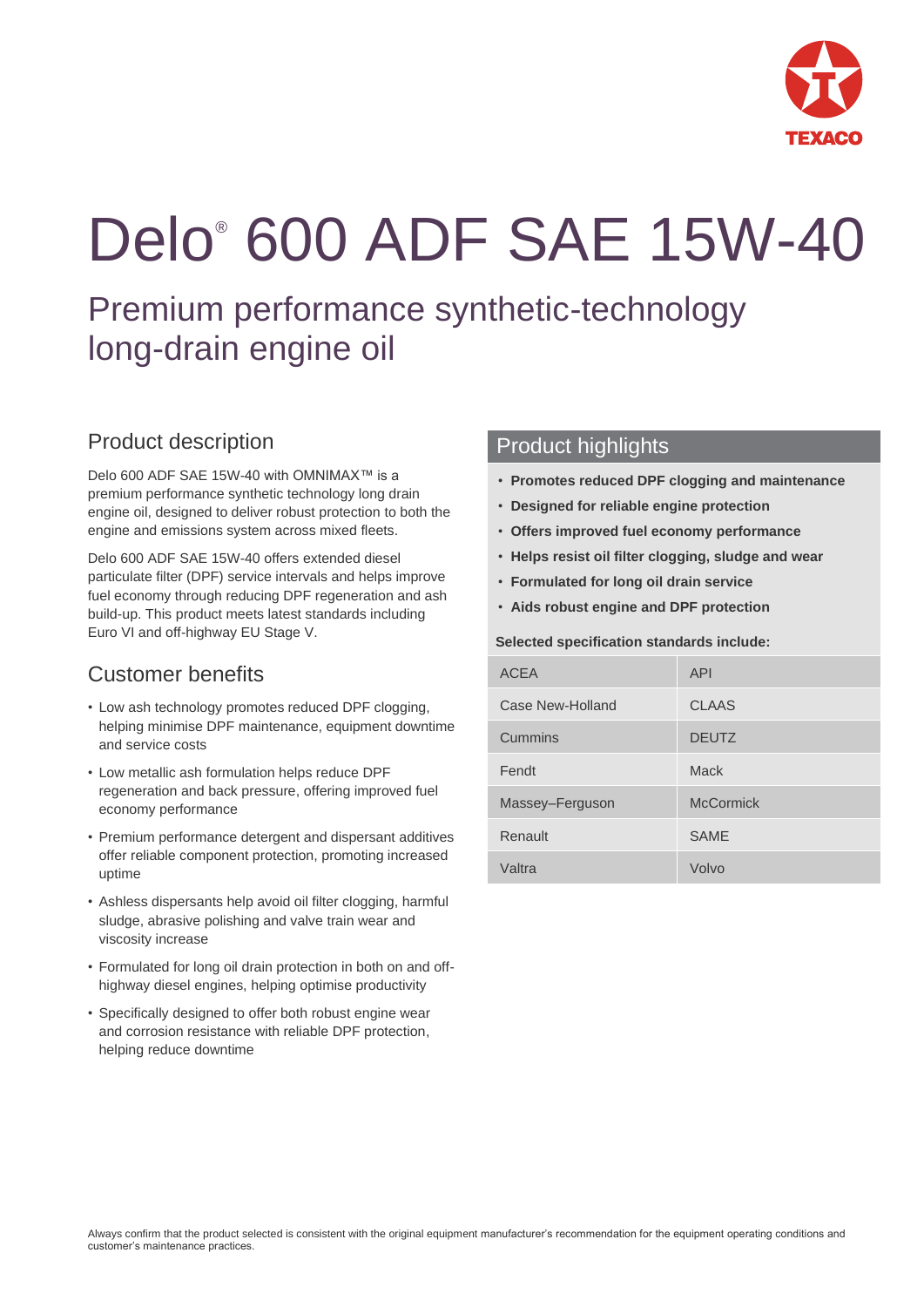TEXACO

# Delo® 600 ADF SAE 15W-40

## Premium performance synthetic-technology long-drain engine oil

### Product description

Delo 600 ADF SAE 15W-40 with OMNIMAX™ is a premium performance synthetic technology long drain engine oil, designed to deliver robust protection to both the engine and emissions system across mixed fleets.

Delo 600 ADF SAE 15W-40 offers extended diesel particulate filter (DPF) service intervals and helps improve fuel economy through reducing DPF regeneration and ash build-up. This product meets latest standards including Euro VI and off-highway EU Stage V.

### Customer benefits

- Low ash technology promotes reduced DPF clogging, helping minimise DPF maintenance, equipment downtime and service costs
- Low metallic ash formulation helps reduce DPF regeneration and back pressure, offering improved fuel economy performance
- Premium performance detergent and dispersant additives offer reliable component protection, promoting increased uptime
- Ashless dispersants help avoid oil filter clogging, harmful sludge, abrasive polishing and valve train wear and viscosity increase
- Formulated for long oil drain protection in both on and off-highway diesel engines, helping optimise productivity
- Specifically designed to offer both robust engine wear and corrosion resistance with reliable DPF protection, helping reduce downtime

### Product highlights

- **Promotes reduced DPF clogging and maintenance**
- **Designed for reliable engine protection**
- **Offers improved fuel economy performance**
- **Helps resist oil filter clogging, sludge and wear**
- **Formulated for long oil drain service**
- **Aids robust engine and DPF protection**

**Selected specification standards include:**

| | |
|---|---|
| ACEA | API |
| Case New-Holland | CLAAS |
| Cummins | DEUTZ |
| Fendt | Mack |
| Massey–Ferguson | McCormick |
| Renault | SAME |
| Valtra | Volvo |

Always confirm that the product selected is consistent with the original equipment manufacturer's recommendation for the equipment operating conditions and customer's maintenance practices.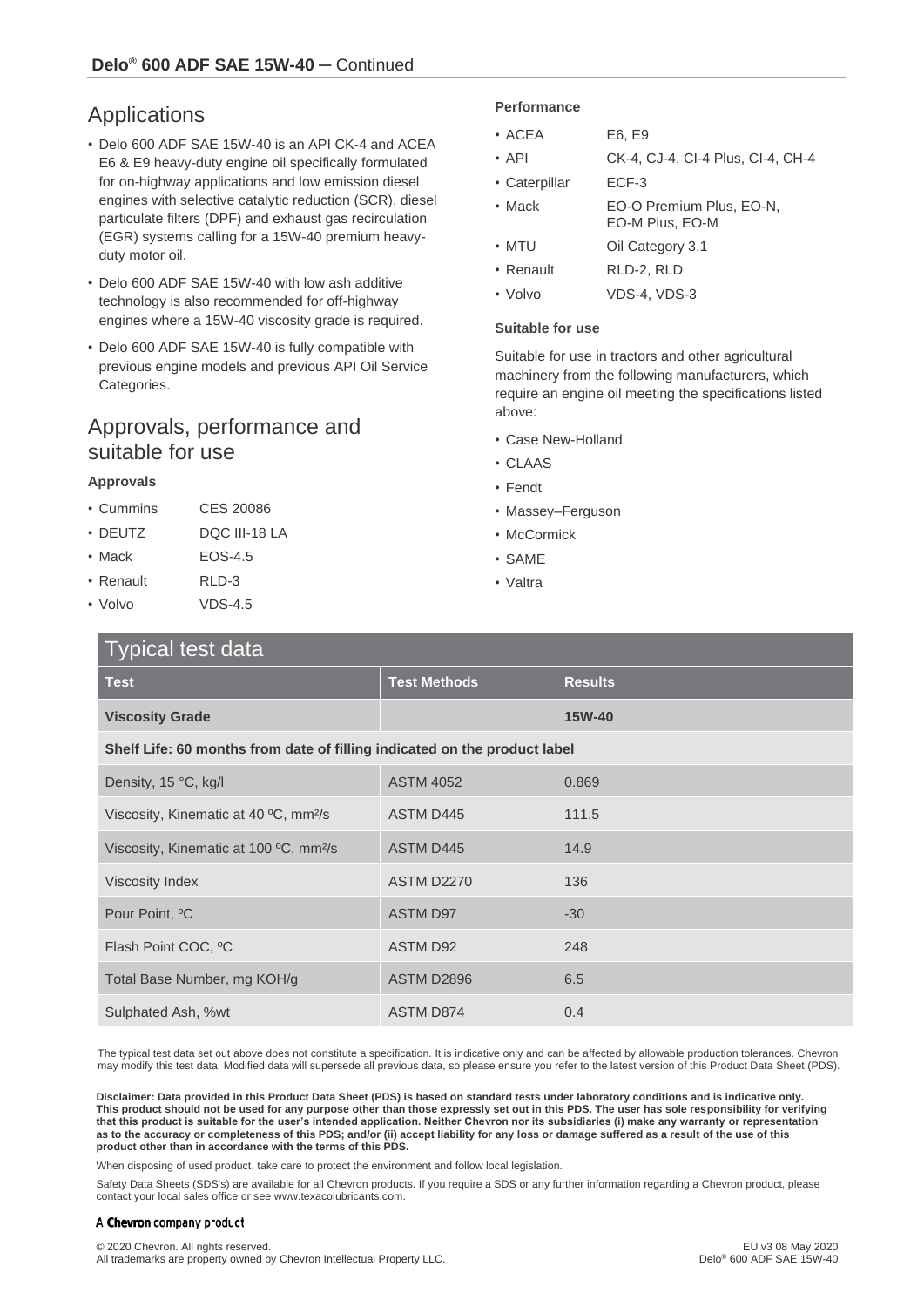# Applications

- Delo 600 ADF SAE 15W-40 is an API CK-4 and ACEA E6 & E9 heavy-duty engine oil specifically formulated for on-highway applications and low emission diesel engines with selective catalytic reduction (SCR), diesel particulate filters (DPF) and exhaust gas recirculation (EGR) systems calling for a 15W-40 premium heavy-duty motor oil.
- Delo 600 ADF SAE 15W-40 with low ash additive technology is also recommended for off-highway engines where a 15W-40 viscosity grade is required.
- Delo 600 ADF SAE 15W-40 is fully compatible with previous engine models and previous API Oil Service Categories.

# Approvals, performance and suitable for use

### Approvals

- Cummins CES 20086
- DEUTZ DQC III-18 LA
- Mack EOS-4.5
- Renault RLD-3
- Volvo VDS-4.5

### Performance

- ACEA E6, E9
- API CK-4, CJ-4, CI-4 Plus, CI-4, CH-4
- Caterpillar ECF-3
- Mack EO-O Premium Plus, EO-N, EO-M Plus, EO-M
- MTU Oil Category 3.1
- Renault RLD-2, RLD
- Volvo VDS-4, VDS-3

### Suitable for use

Suitable for use in tractors and other agricultural machinery from the following manufacturers, which require an engine oil meeting the specifications listed above:

- Case New-Holland
- CLAAS
- Fendt
- Massey–Ferguson
- McCormick
- SAME
- Valtra

# Typical test data

| Test | Test Methods | Results |
|---|---|---|
| **Viscosity Grade** | | **15W-40** |
| **Shelf Life: 60 months from date of filling indicated on the product label** | | |
| Density, 15 °C, kg/l | ASTM 4052 | 0.869 |
| Viscosity, Kinematic at 40 ºC, mm²/s | ASTM D445 | 111.5 |
| Viscosity, Kinematic at 100 ºC, mm²/s | ASTM D445 | 14.9 |
| Viscosity Index | ASTM D2270 | 136 |
| Pour Point, ºC | ASTM D97 | -30 |
| Flash Point COC, ºC | ASTM D92 | 248 |
| Total Base Number, mg KOH/g | ASTM D2896 | 6.5 |
| Sulphated Ash, %wt | ASTM D874 | 0.4 |

The typical test data set out above does not constitute a specification. It is indicative only and can be affected by allowable production tolerances. Chevron may modify this test data. Modified data will supersede all previous data, so please ensure you refer to the latest version of this Product Data Sheet (PDS).

**Disclaimer: Data provided in this Product Data Sheet (PDS) is based on standard tests under laboratory conditions and is indicative only. This product should not be used for any purpose other than those expressly set out in this PDS. The user has sole responsibility for verifying that this product is suitable for the user's intended application. Neither Chevron nor its subsidiaries (i) make any warranty or representation as to the accuracy or completeness of this PDS; and/or (ii) accept liability for any loss or damage suffered as a result of the use of this product other than in accordance with the terms of this PDS.**

When disposing of used product, take care to protect the environment and follow local legislation.

Safety Data Sheets (SDS's) are available for all Chevron products. If you require a SDS or any further information regarding a Chevron product, please contact your local sales office or see www.texacolubricants.com.

A **Chevron** company product

© 2020 Chevron. All rights reserved.
All trademarks are property owned by Chevron Intellectual Property LLC.

EU v3 08 May 2020
Delo® 600 ADF SAE 15W-40